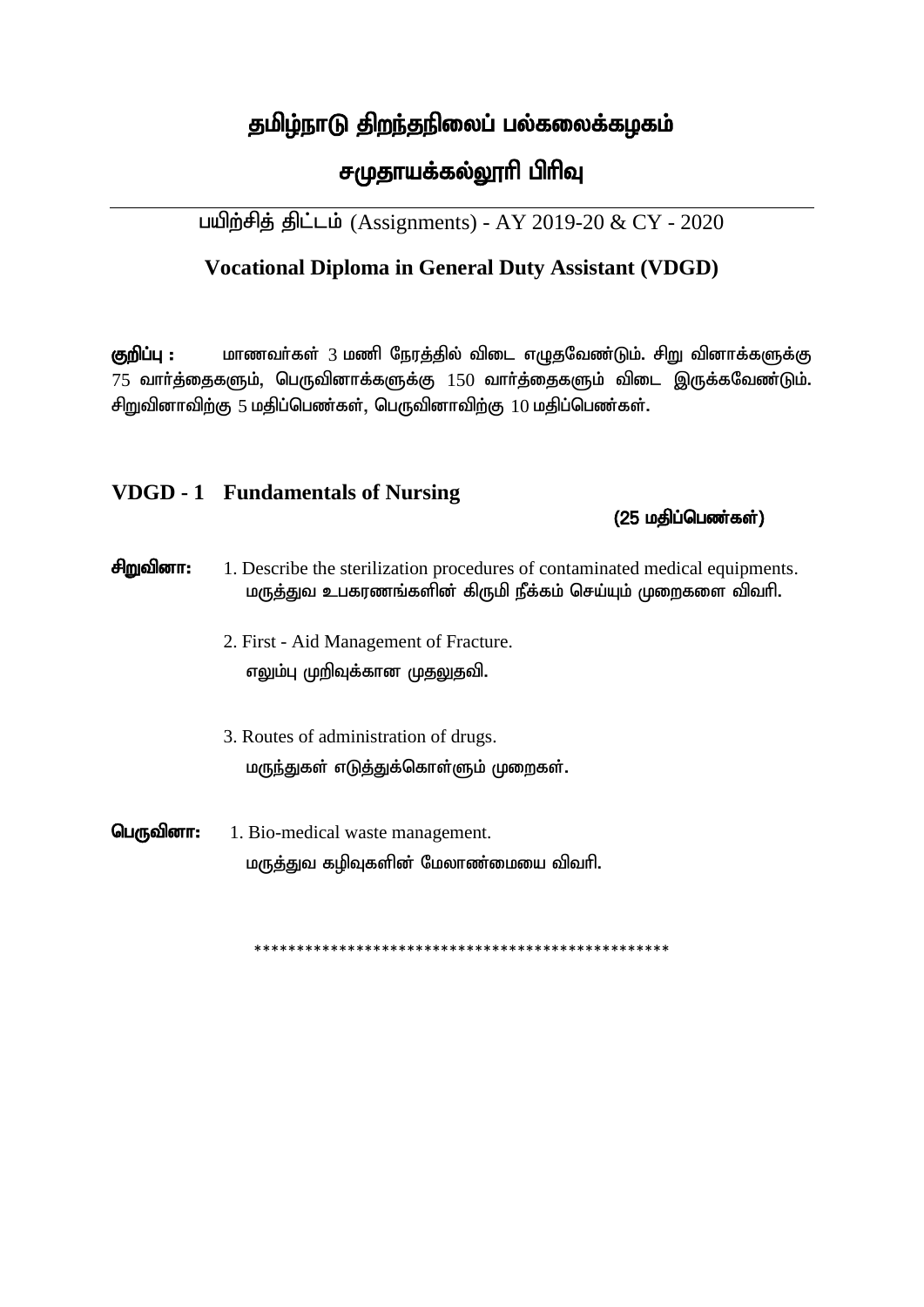# தமிழ்நாடு திறந்தநிலைப் பல்கலைக்கழகம்

## சமுதாயக்கல்லூரி பிரிவு

பயிற்சித் திட்டம் (Assignments) - AY 2019-20 & CY - 2020

### Vocational Diploma in General Duty Assistant (VDGD)

**குறிப்பு :** மாணவர்கள் 3 மணி நேரத்தில் விடை எழுதவேண்டும். சிறு வினாக்களுக்கு 75 வார்த்தைகளும், பெருவினாக்களுக்கு 150 வார்த்தைகளும் விடை இருக்கவேண்டும். சிறுவினாவிற்கு 5 மதிப்பெண்கள், பெருவினாவிற்கு 10 மதிப்பெண்கள்.

### VDGD - 1 Fundamentals of Nursing

**(25 மதிப்பெண்கள்)**

**சிறுவினா:**

1. Describe the sterilization procedures of contaminated medical equipments.
   மருத்துவ உபகரணங்களின் கிருமி நீக்கம் செய்யும் முறைகளை விவரி.
2. First - Aid Management of Fracture.
   எலும்பு முறிவுக்கான முதலுதவி.
3. Routes of administration of drugs.
   மருந்துகள் எடுத்துக்கொள்ளும் முறைகள்.

**பெருவினா:**

1. Bio-medical waste management.
   மருத்துவ கழிவுகளின் மேலாண்மையை விவரி.

\*\*\*\*\*\*\*\*\*\*\*\*\*\*\*\*\*\*\*\*\*\*\*\*\*\*\*\*\*\*\*\*\*\*\*\*\*\*\*\*\*\*\*\*\*\*\*\*\*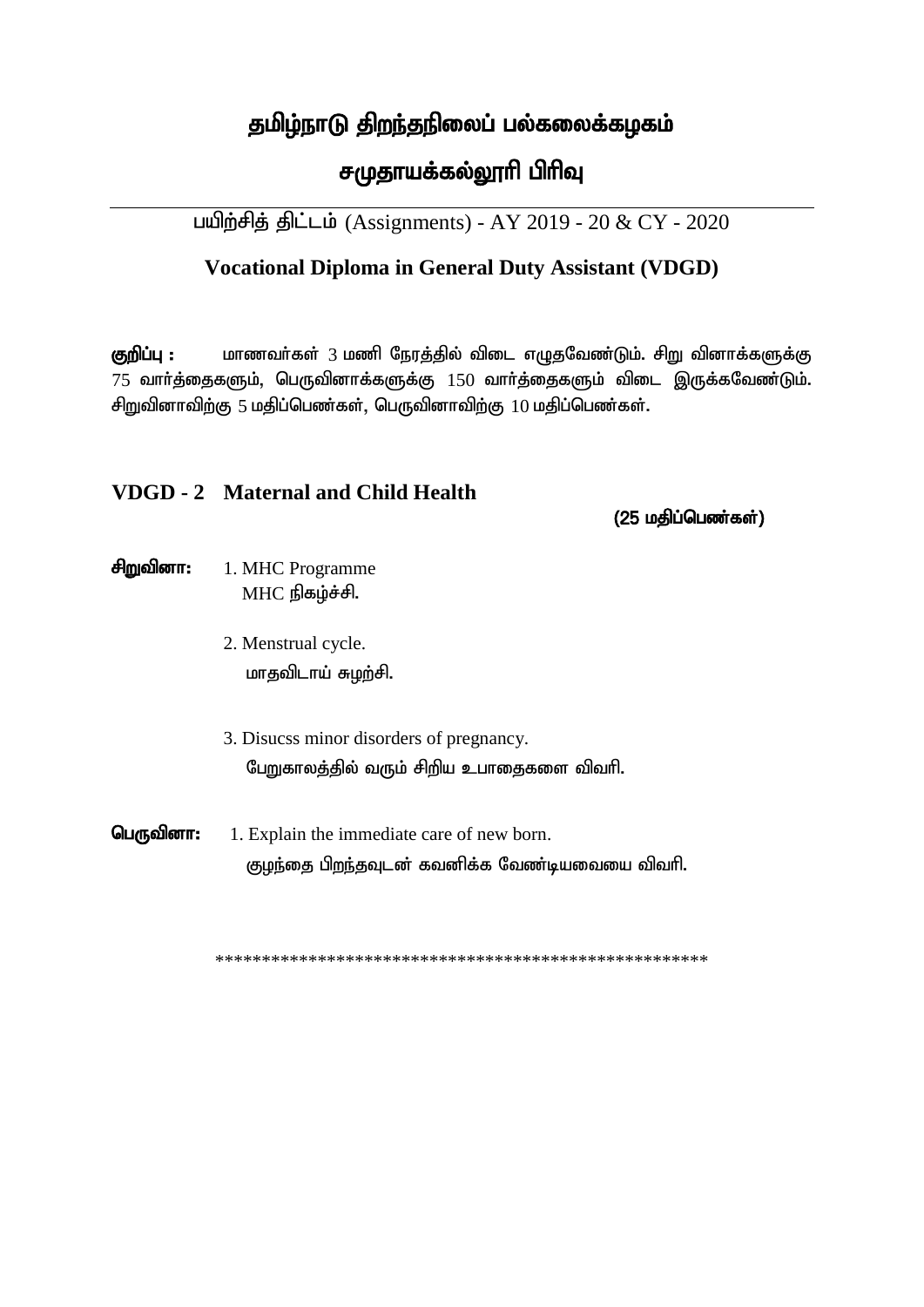# தமிழ்நாடு திறந்தநிலைப் பல்கலைக்கழகம்

## சமுதாயக்கல்லூரி பிரிவு

பயிற்சித் திட்டம் (Assignments) - AY 2019 - 20 & CY - 2020

**Vocational Diploma in General Duty Assistant (VDGD)**

**குறிப்பு :** மாணவர்கள் 3 மணி நேரத்தில் விடை எழுதவேண்டும். சிறு வினாக்களுக்கு 75 வார்த்தைகளும், பெருவினாக்களுக்கு 150 வார்த்தைகளும் விடை இருக்கவேண்டும். சிறுவினாவிற்கு 5 மதிப்பெண்கள், பெருவினாவிற்கு 10 மதிப்பெண்கள்.

### VDGD - 2 Maternal and Child Health

**(25 மதிப்பெண்கள்)**

**சிறுவினா:**

1. MHC Programme
   MHC நிகழ்ச்சி.

2. Menstrual cycle.
   மாதவிடாய் சுழற்சி.

3. Disucss minor disorders of pregnancy.
   பேறுகாலத்தில் வரும் சிறிய உபாதைகளை விவரி.

**பெருவினா:**

1. Explain the immediate care of new born.
   குழந்தை பிறந்தவுடன் கவனிக்க வேண்டியவையை விவரி.

***************************************************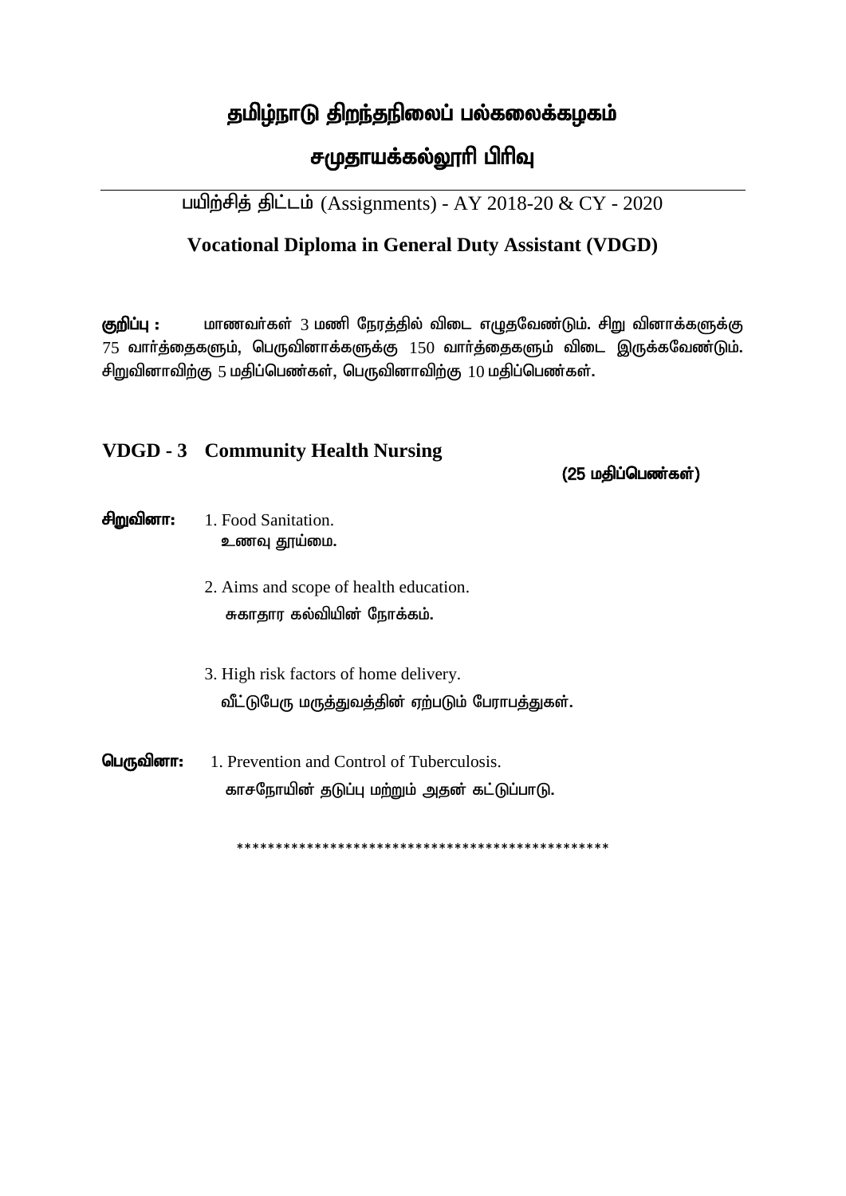# தமிழ்நாடு திறந்தநிலைப் பல்கலைக்கழகம்

## சமுதாயக்கல்லூரி பிரிவு

பயிற்சித் திட்டம் (Assignments) - AY 2018-20 & CY - 2020

### Vocational Diploma in General Duty Assistant (VDGD)

**குறிப்பு :** மாணவர்கள் 3 மணி நேரத்தில் விடை எழுதவேண்டும். சிறு வினாக்களுக்கு 75 வார்த்தைகளும், பெருவினாக்களுக்கு 150 வார்த்தைகளும் விடை இருக்கவேண்டும். சிறுவினாவிற்கு 5 மதிப்பெண்கள், பெருவினாவிற்கு 10 மதிப்பெண்கள்.

## VDGD - 3 Community Health Nursing

**(25 மதிப்பெண்கள்)**

**சிறுவினா:**

1. Food Sanitation.
   உணவு தூய்மை.

2. Aims and scope of health education.
   சுகாதார கல்வியின் நோக்கம்.

3. High risk factors of home delivery.
   வீட்டுபேரு மருத்துவத்தின் ஏற்படும் பேராபத்துகள்.

**பெருவினா:**

1. Prevention and Control of Tuberculosis.
   காசநோயின் தடுப்பு மற்றும் அதன் கட்டுப்பாடு.

************************************************